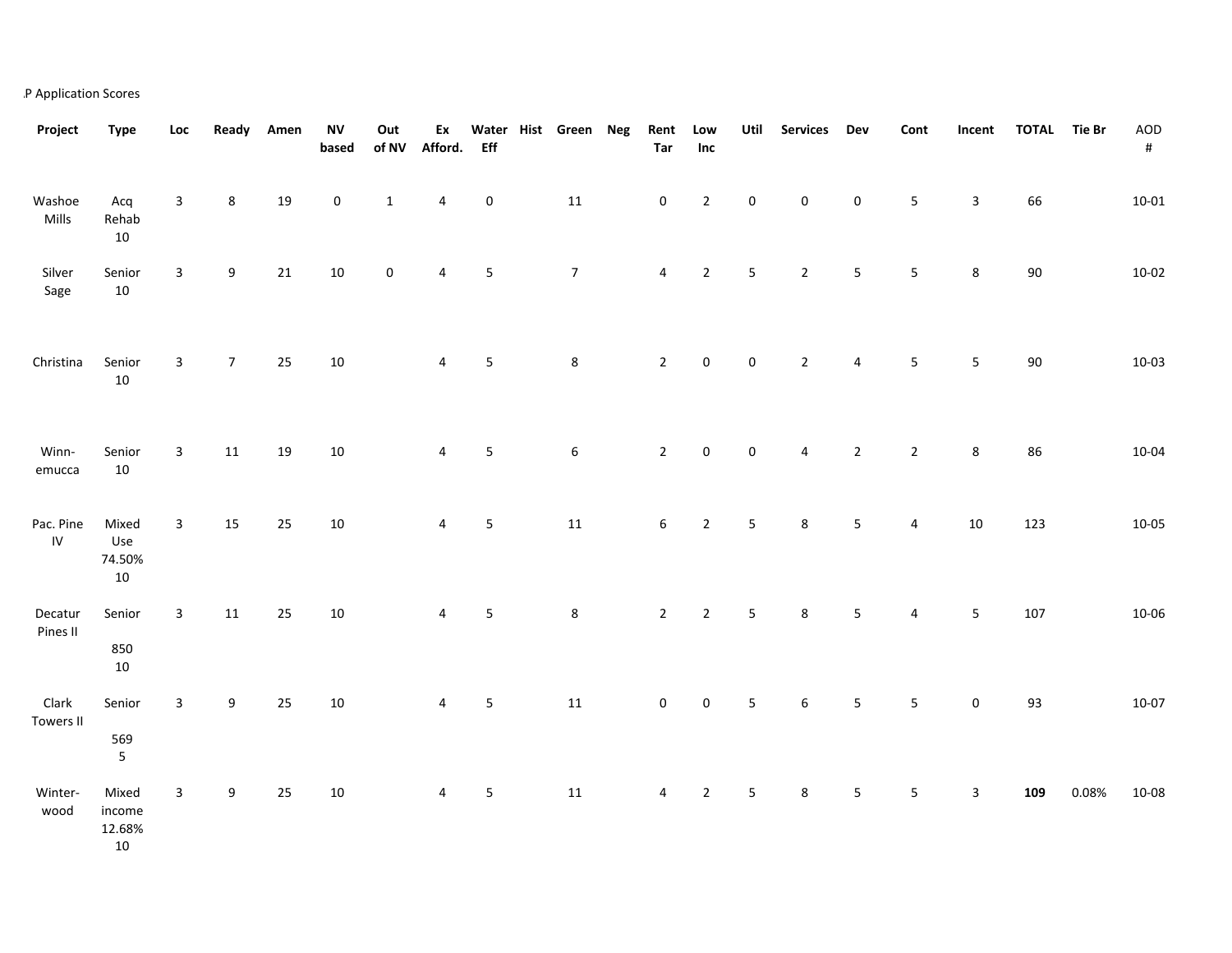.P Application Scores

| Project | Type | Loc | Ready | Amen | NV based | Out of NV | Ex Afford. | Water Eff | Hist | Green | Neg | Rent Tar | Low Inc | Util | Services | Dev | Cont | Incent | TOTAL | Tie Br | AOD # |
|---|---|---|---|---|---|---|---|---|---|---|---|---|---|---|---|---|---|---|---|---|---|
| Washoe Mills | Acq Rehab 10 | 3 | 8 | 19 | 0 | 1 | 4 | 0 | | 11 | | 0 | 2 | 0 | 0 | 0 | 5 | 3 | 66 | | 10-01 |
| Silver Sage | Senior 10 | 3 | 9 | 21 | 10 | 0 | 4 | 5 | | 7 | | 4 | 2 | 5 | 2 | 5 | 5 | 8 | 90 | | 10-02 |
| Christina | Senior 10 | 3 | 7 | 25 | 10 | | 4 | 5 | | 8 | | 2 | 0 | 0 | 2 | 4 | 5 | 5 | 90 | | 10-03 |
| Winn-emucca | Senior 10 | 3 | 11 | 19 | 10 | | 4 | 5 | | 6 | | 2 | 0 | 0 | 4 | 2 | 2 | 8 | 86 | | 10-04 |
| Pac. Pine IV | Mixed Use 74.50% 10 | 3 | 15 | 25 | 10 | | 4 | 5 | | 11 | | 6 | 2 | 5 | 8 | 5 | 4 | 10 | 123 | | 10-05 |
| Decatur Pines II | Senior 850 10 | 3 | 11 | 25 | 10 | | 4 | 5 | | 8 | | 2 | 2 | 5 | 8 | 5 | 4 | 5 | 107 | | 10-06 |
| Clark Towers II | Senior 569 5 | 3 | 9 | 25 | 10 | | 4 | 5 | | 11 | | 0 | 0 | 5 | 6 | 5 | 5 | 0 | 93 | | 10-07 |
| Winter-wood | Mixed income 12.68% 10 | 3 | 9 | 25 | 10 | | 4 | 5 | | 11 | | 4 | 2 | 5 | 8 | 5 | 5 | 3 | **109** | 0.08% | 10-08 |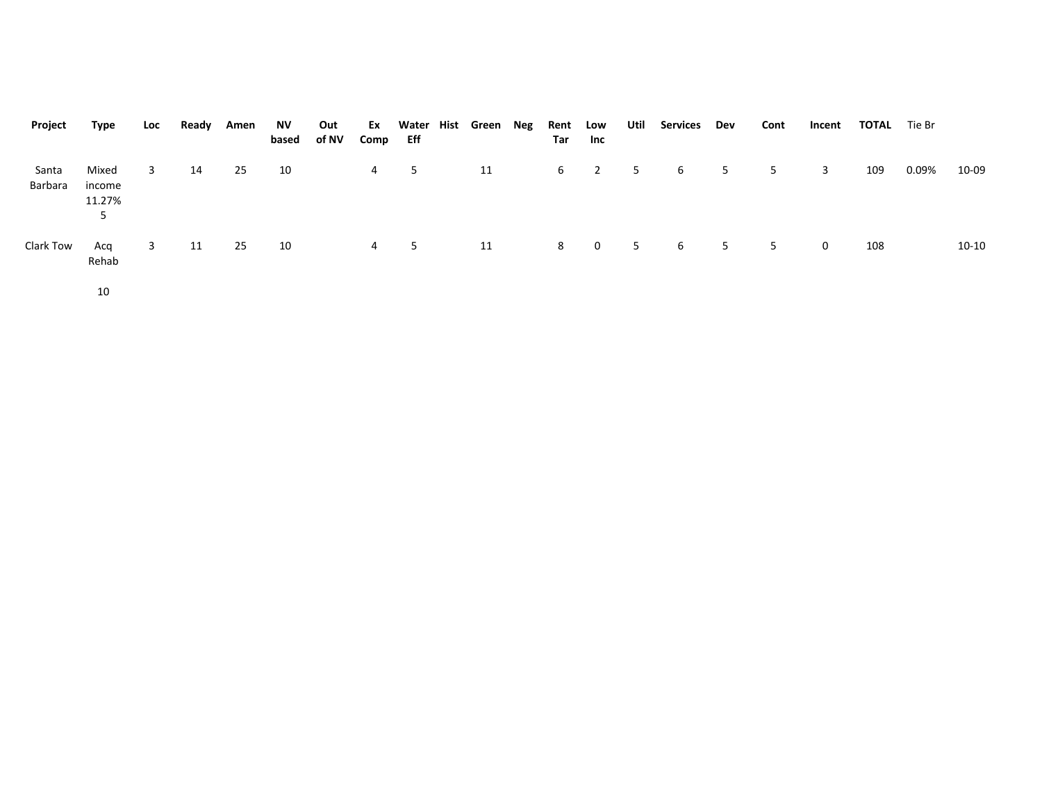| Project | Type | Loc | Ready | Amen | NV based | Out of NV | Ex Comp | Water Eff | Hist | Green | Neg | Rent Tar | Low Inc | Util | Services | Dev | Cont | Incent | TOTAL | Tie Br | |
|---|---|---|---|---|---|---|---|---|---|---|---|---|---|---|---|---|---|---|---|---|---|
| Santa Barbara | Mixed income 11.27% 5 | 3 | 14 | 25 | 10 | | 4 | 5 | | 11 | | 6 | 2 | 5 | 6 | 5 | 5 | 3 | 109 | 0.09% | 10-09 |
| Clark Tow | Acq Rehab 10 | 3 | 11 | 25 | 10 | | 4 | 5 | | 11 | | 8 | 0 | 5 | 6 | 5 | 5 | 0 | 108 | | 10-10 |